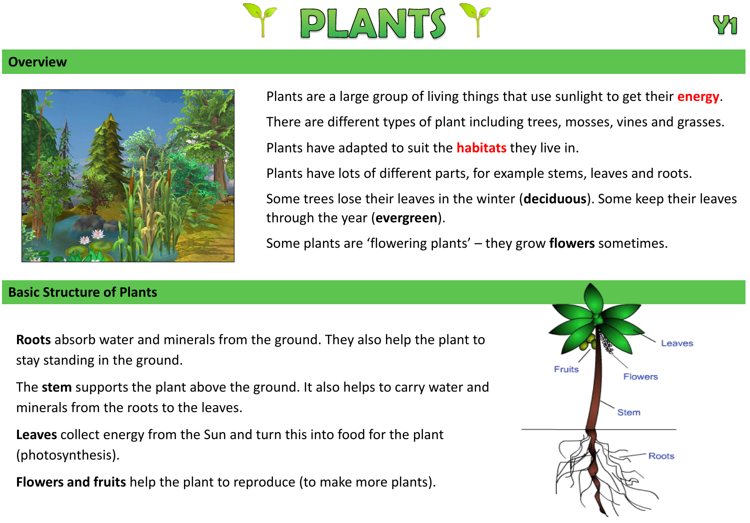# PLANTS

Y1

## Overview

Plants are a large group of living things that use sunlight to get their **energy**.

There are different types of plant including trees, mosses, vines and grasses.

Plants have adapted to suit the **habitats** they live in.

Plants have lots of different parts, for example stems, leaves and roots.

Some trees lose their leaves in the winter (**deciduous**). Some keep their leaves through the year (**evergreen**).

Some plants are 'flowering plants' – they grow **flowers** sometimes.

## Basic Structure of Plants

**Roots** absorb water and minerals from the ground. They also help the plant to stay standing in the ground.

The **stem** supports the plant above the ground. It also helps to carry water and minerals from the roots to the leaves.

**Leaves** collect energy from the Sun and turn this into food for the plant (photosynthesis).

**Flowers and fruits** help the plant to reproduce (to make more plants).

Leaves

Fruits

Flowers

Stem

Roots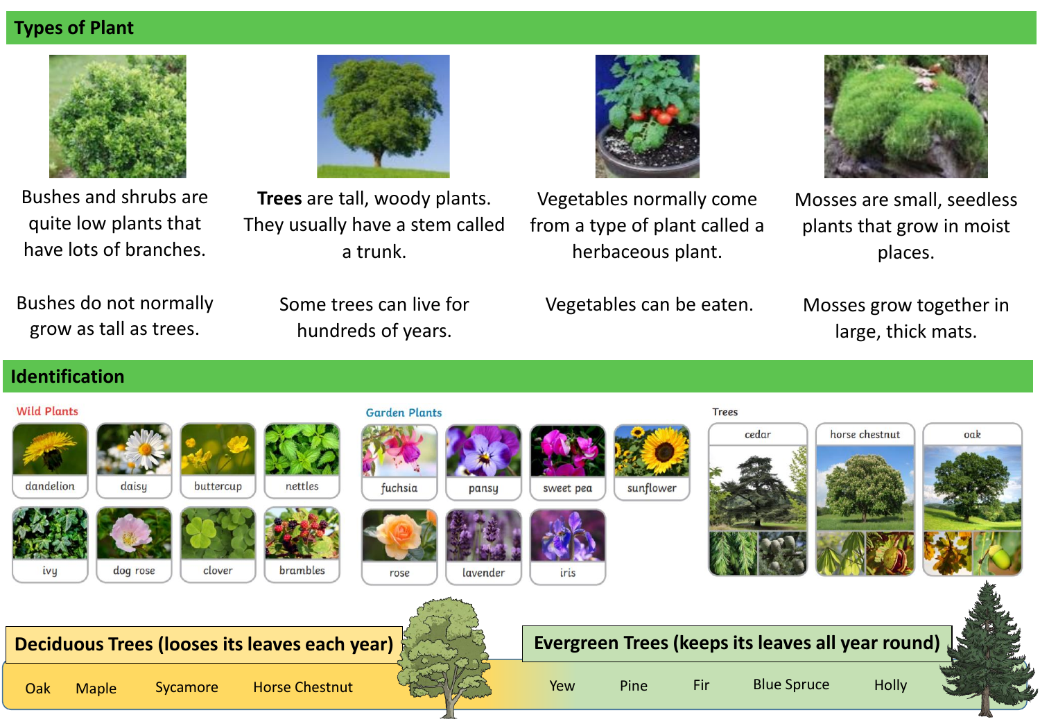## Types of Plant

Bushes and shrubs are quite low plants that have lots of branches.

Bushes do not normally grow as tall as trees.

**Trees** are tall, woody plants. They usually have a stem called a trunk.

Some trees can live for hundreds of years.

Vegetables normally come from a type of plant called a herbaceous plant.

Vegetables can be eaten.

Mosses are small, seedless plants that grow in moist places.

Mosses grow together in large, thick mats.

## Identification

**Wild Plants**

dandelion, daisy, buttercup, nettles, ivy, dog rose, clover, brambles

**Garden Plants**

fuchsia, pansy, sweet pea, sunflower, rose, lavender, iris

**Trees**

cedar, horse chestnut, oak

**Deciduous Trees (looses its leaves each year)**

Oak, Maple, Sycamore, Horse Chestnut

**Evergreen Trees (keeps its leaves all year round)**

Yew, Pine, Fir, Blue Spruce, Holly